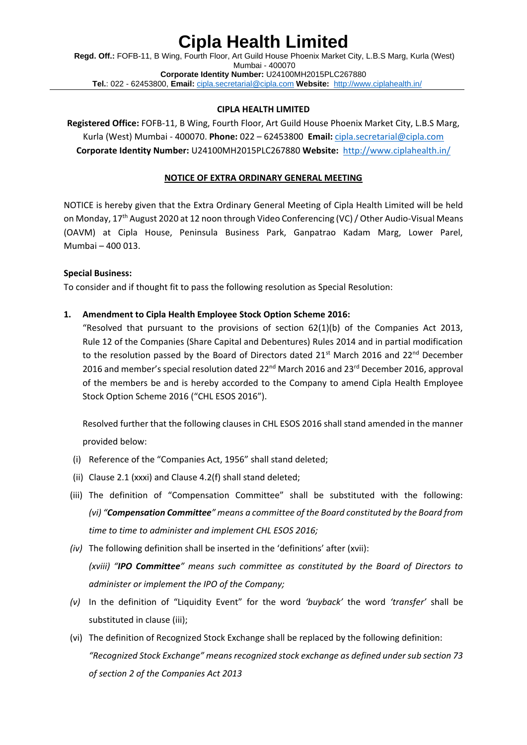# Cipla Health Limited

**Regd. Off.:** FOFB-11, B Wing, Fourth Floor, Art Guild House Phoenix Market City, L.B.S Marg, Kurla (West) Mumbai - 400070
**Corporate Identity Number:** U24100MH2015PLC267880
**Tel.**: 022 - 62453800, **Email:** cipla.secretarial@cipla.com **Website:** http://www.ciplahealth.in/

---

**CIPLA HEALTH LIMITED**

**Registered Office:** FOFB-11, B Wing, Fourth Floor, Art Guild House Phoenix Market City, L.B.S Marg, Kurla (West) Mumbai - 400070. **Phone:** 022 – 62453800 **Email:** cipla.secretarial@cipla.com
**Corporate Identity Number:** U24100MH2015PLC267880 **Website:** http://www.ciplahealth.in/

## NOTICE OF EXTRA ORDINARY GENERAL MEETING

NOTICE is hereby given that the Extra Ordinary General Meeting of Cipla Health Limited will be held on Monday, 17th August 2020 at 12 noon through Video Conferencing (VC) / Other Audio-Visual Means (OAVM) at Cipla House, Peninsula Business Park, Ganpatrao Kadam Marg, Lower Parel, Mumbai – 400 013.

**Special Business:**

To consider and if thought fit to pass the following resolution as Special Resolution:

1. **Amendment to Cipla Health Employee Stock Option Scheme 2016:**

   "Resolved that pursuant to the provisions of section 62(1)(b) of the Companies Act 2013, Rule 12 of the Companies (Share Capital and Debentures) Rules 2014 and in partial modification to the resolution passed by the Board of Directors dated 21st March 2016 and 22nd December 2016 and member's special resolution dated 22nd March 2016 and 23rd December 2016, approval of the members be and is hereby accorded to the Company to amend Cipla Health Employee Stock Option Scheme 2016 ("CHL ESOS 2016").

   Resolved further that the following clauses in CHL ESOS 2016 shall stand amended in the manner provided below:

   (i) Reference of the "Companies Act, 1956" shall stand deleted;

   (ii) Clause 2.1 (xxxi) and Clause 4.2(f) shall stand deleted;

   (iii) The definition of "Compensation Committee" shall be substituted with the following: *(vi) "**Compensation Committee**" means a committee of the Board constituted by the Board from time to time to administer and implement CHL ESOS 2016;*

   *(iv)* The following definition shall be inserted in the 'definitions' after (xvii): *(xviii) "**IPO Committee**" means such committee as constituted by the Board of Directors to administer or implement the IPO of the Company;*

   *(v)* In the definition of "Liquidity Event" for the word *'buyback'* the word *'transfer'* shall be substituted in clause (iii);

   (vi) The definition of Recognized Stock Exchange shall be replaced by the following definition: *"Recognized Stock Exchange" means recognized stock exchange as defined under sub section 73 of section 2 of the Companies Act 2013*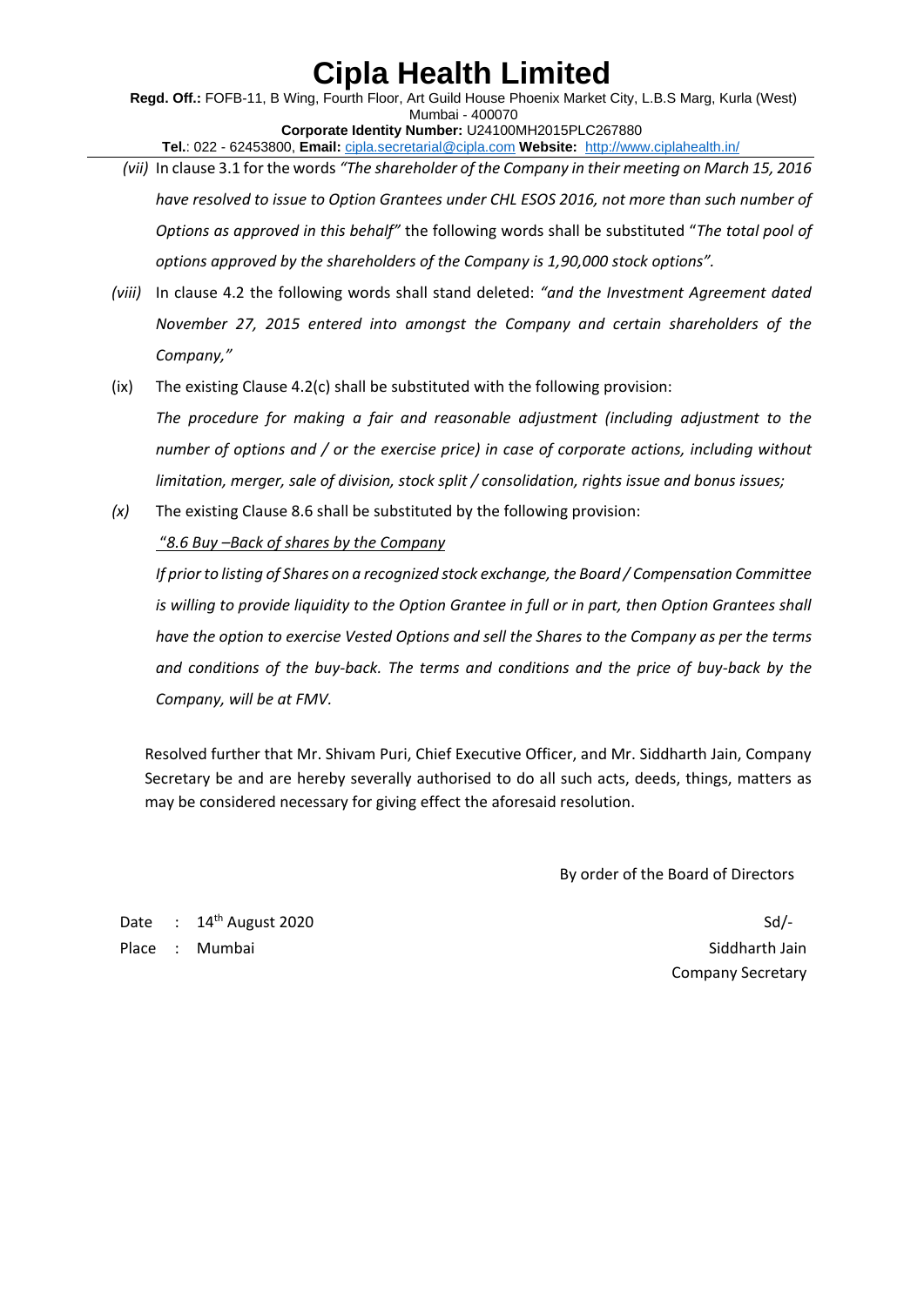*(vii)* In clause 3.1 for the words *"The shareholder of the Company in their meeting on March 15, 2016 have resolved to issue to Option Grantees under CHL ESOS 2016, not more than such number of Options as approved in this behalf"* the following words shall be substituted "*The total pool of options approved by the shareholders of the Company is 1,90,000 stock options"*.

*(viii)* In clause 4.2 the following words shall stand deleted: *"and the Investment Agreement dated November 27, 2015 entered into amongst the Company and certain shareholders of the Company,"*

(ix) The existing Clause 4.2(c) shall be substituted with the following provision:

*The procedure for making a fair and reasonable adjustment (including adjustment to the number of options and / or the exercise price) in case of corporate actions, including without limitation, merger, sale of division, stock split / consolidation, rights issue and bonus issues;*

*(x)* The existing Clause 8.6 shall be substituted by the following provision:

"*8.6 Buy –Back of shares by the Company*

*If prior to listing of Shares on a recognized stock exchange, the Board / Compensation Committee is willing to provide liquidity to the Option Grantee in full or in part, then Option Grantees shall have the option to exercise Vested Options and sell the Shares to the Company as per the terms and conditions of the buy-back. The terms and conditions and the price of buy-back by the Company, will be at FMV.*

Resolved further that Mr. Shivam Puri, Chief Executive Officer, and Mr. Siddharth Jain, Company Secretary be and are hereby severally authorised to do all such acts, deeds, things, matters as may be considered necessary for giving effect the aforesaid resolution.

By order of the Board of Directors

Date : 14th August 2020

Place : Mumbai

Sd/-

Siddharth Jain

Company Secretary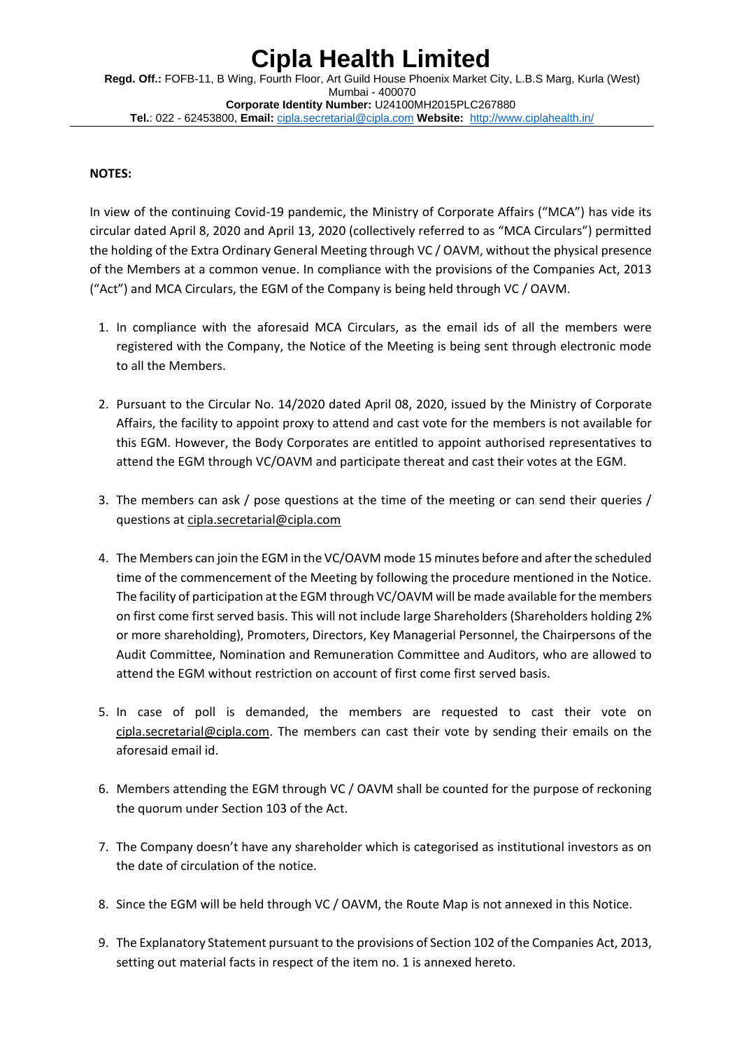# Cipla Health Limited

**Regd. Off.:** FOFB-11, B Wing, Fourth Floor, Art Guild House Phoenix Market City, L.B.S Marg, Kurla (West) Mumbai - 400070
**Corporate Identity Number:** U24100MH2015PLC267880
**Tel.**: 022 - 62453800, **Email:** cipla.secretarial@cipla.com **Website:** http://www.ciplahealth.in/

**NOTES:**

In view of the continuing Covid-19 pandemic, the Ministry of Corporate Affairs ("MCA") has vide its circular dated April 8, 2020 and April 13, 2020 (collectively referred to as "MCA Circulars") permitted the holding of the Extra Ordinary General Meeting through VC / OAVM, without the physical presence of the Members at a common venue. In compliance with the provisions of the Companies Act, 2013 ("Act") and MCA Circulars, the EGM of the Company is being held through VC / OAVM.

1. In compliance with the aforesaid MCA Circulars, as the email ids of all the members were registered with the Company, the Notice of the Meeting is being sent through electronic mode to all the Members.

2. Pursuant to the Circular No. 14/2020 dated April 08, 2020, issued by the Ministry of Corporate Affairs, the facility to appoint proxy to attend and cast vote for the members is not available for this EGM. However, the Body Corporates are entitled to appoint authorised representatives to attend the EGM through VC/OAVM and participate thereat and cast their votes at the EGM.

3. The members can ask / pose questions at the time of the meeting or can send their queries / questions at cipla.secretarial@cipla.com

4. The Members can join the EGM in the VC/OAVM mode 15 minutes before and after the scheduled time of the commencement of the Meeting by following the procedure mentioned in the Notice. The facility of participation at the EGM through VC/OAVM will be made available for the members on first come first served basis. This will not include large Shareholders (Shareholders holding 2% or more shareholding), Promoters, Directors, Key Managerial Personnel, the Chairpersons of the Audit Committee, Nomination and Remuneration Committee and Auditors, who are allowed to attend the EGM without restriction on account of first come first served basis.

5. In case of poll is demanded, the members are requested to cast their vote on cipla.secretarial@cipla.com. The members can cast their vote by sending their emails on the aforesaid email id.

6. Members attending the EGM through VC / OAVM shall be counted for the purpose of reckoning the quorum under Section 103 of the Act.

7. The Company doesn't have any shareholder which is categorised as institutional investors as on the date of circulation of the notice.

8. Since the EGM will be held through VC / OAVM, the Route Map is not annexed in this Notice.

9. The Explanatory Statement pursuant to the provisions of Section 102 of the Companies Act, 2013, setting out material facts in respect of the item no. 1 is annexed hereto.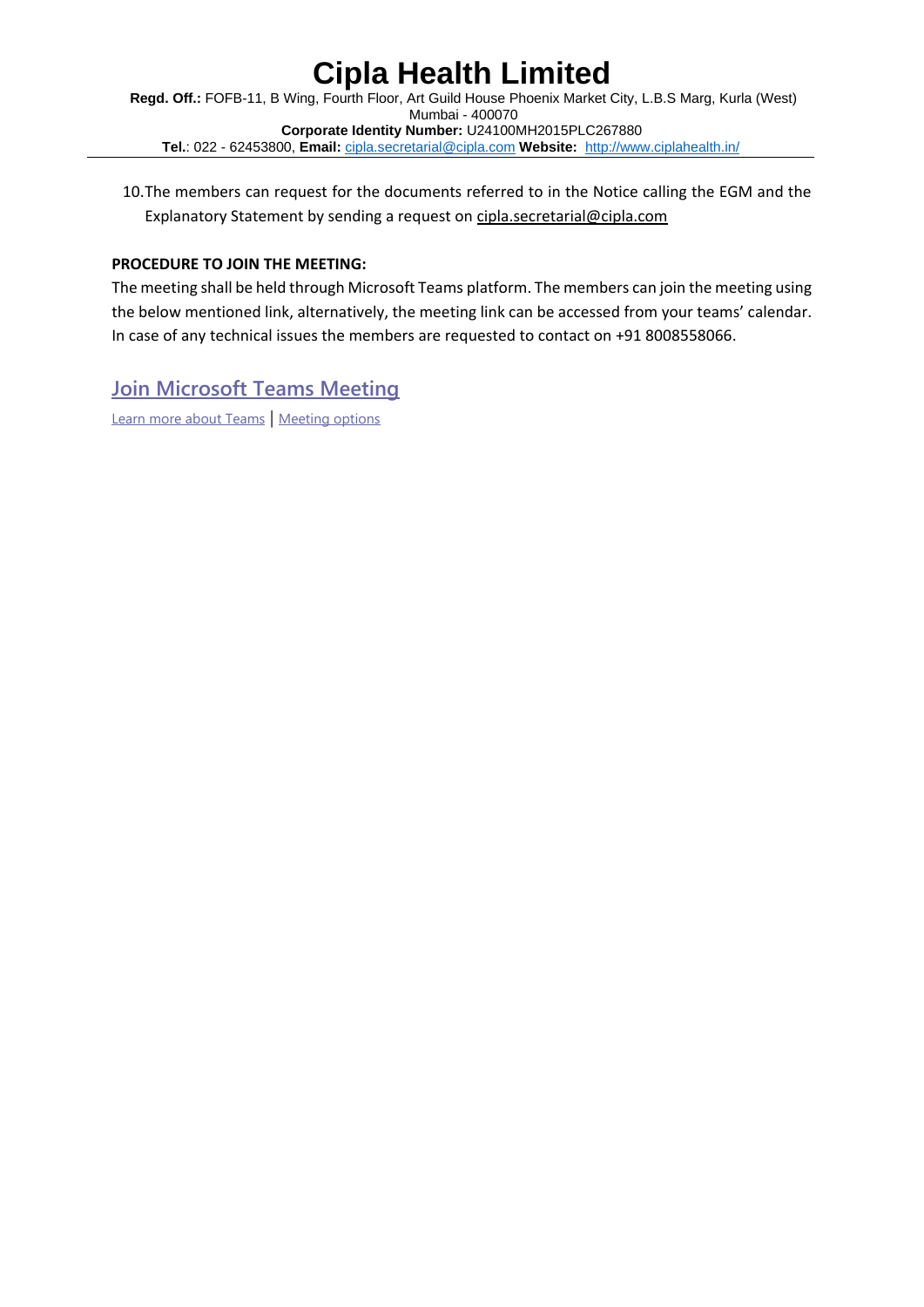10. The members can request for the documents referred to in the Notice calling the EGM and the Explanatory Statement by sending a request on cipla.secretarial@cipla.com

**PROCEDURE TO JOIN THE MEETING:**

The meeting shall be held through Microsoft Teams platform. The members can join the meeting using the below mentioned link, alternatively, the meeting link can be accessed from your teams' calendar. In case of any technical issues the members are requested to contact on +91 8008558066.

## Join Microsoft Teams Meeting

Learn more about Teams | Meeting options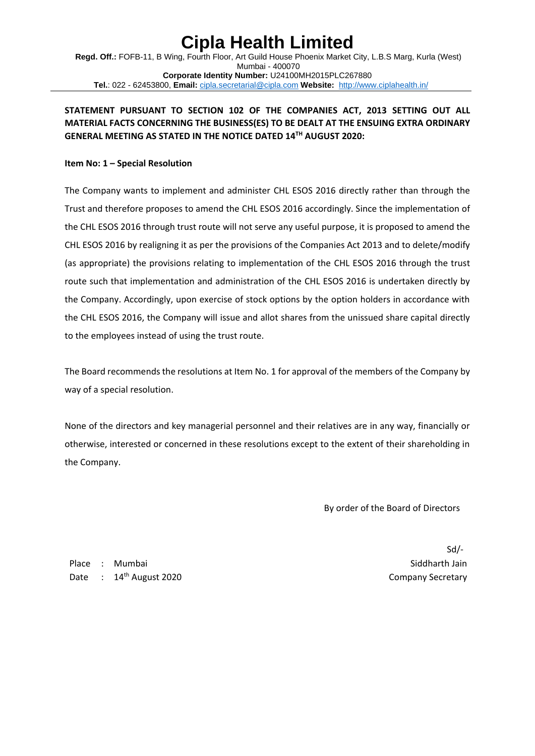# Cipla Health Limited

**Regd. Off.:** FOFB-11, B Wing, Fourth Floor, Art Guild House Phoenix Market City, L.B.S Marg, Kurla (West) Mumbai - 400070
**Corporate Identity Number:** U24100MH2015PLC267880
**Tel.**: 022 - 62453800, **Email:** cipla.secretarial@cipla.com **Website:** http://www.ciplahealth.in/

**STATEMENT PURSUANT TO SECTION 102 OF THE COMPANIES ACT, 2013 SETTING OUT ALL MATERIAL FACTS CONCERNING THE BUSINESS(ES) TO BE DEALT AT THE ENSUING EXTRA ORDINARY GENERAL MEETING AS STATED IN THE NOTICE DATED 14TH AUGUST 2020:**

**Item No: 1 – Special Resolution**

The Company wants to implement and administer CHL ESOS 2016 directly rather than through the Trust and therefore proposes to amend the CHL ESOS 2016 accordingly. Since the implementation of the CHL ESOS 2016 through trust route will not serve any useful purpose, it is proposed to amend the CHL ESOS 2016 by realigning it as per the provisions of the Companies Act 2013 and to delete/modify (as appropriate) the provisions relating to implementation of the CHL ESOS 2016 through the trust route such that implementation and administration of the CHL ESOS 2016 is undertaken directly by the Company. Accordingly, upon exercise of stock options by the option holders in accordance with the CHL ESOS 2016, the Company will issue and allot shares from the unissued share capital directly to the employees instead of using the trust route.

The Board recommends the resolutions at Item No. 1 for approval of the members of the Company by way of a special resolution.

None of the directors and key managerial personnel and their relatives are in any way, financially or otherwise, interested or concerned in these resolutions except to the extent of their shareholding in the Company.

By order of the Board of Directors

Sd/-
Siddharth Jain
Company Secretary

Place : Mumbai
Date : 14th August 2020